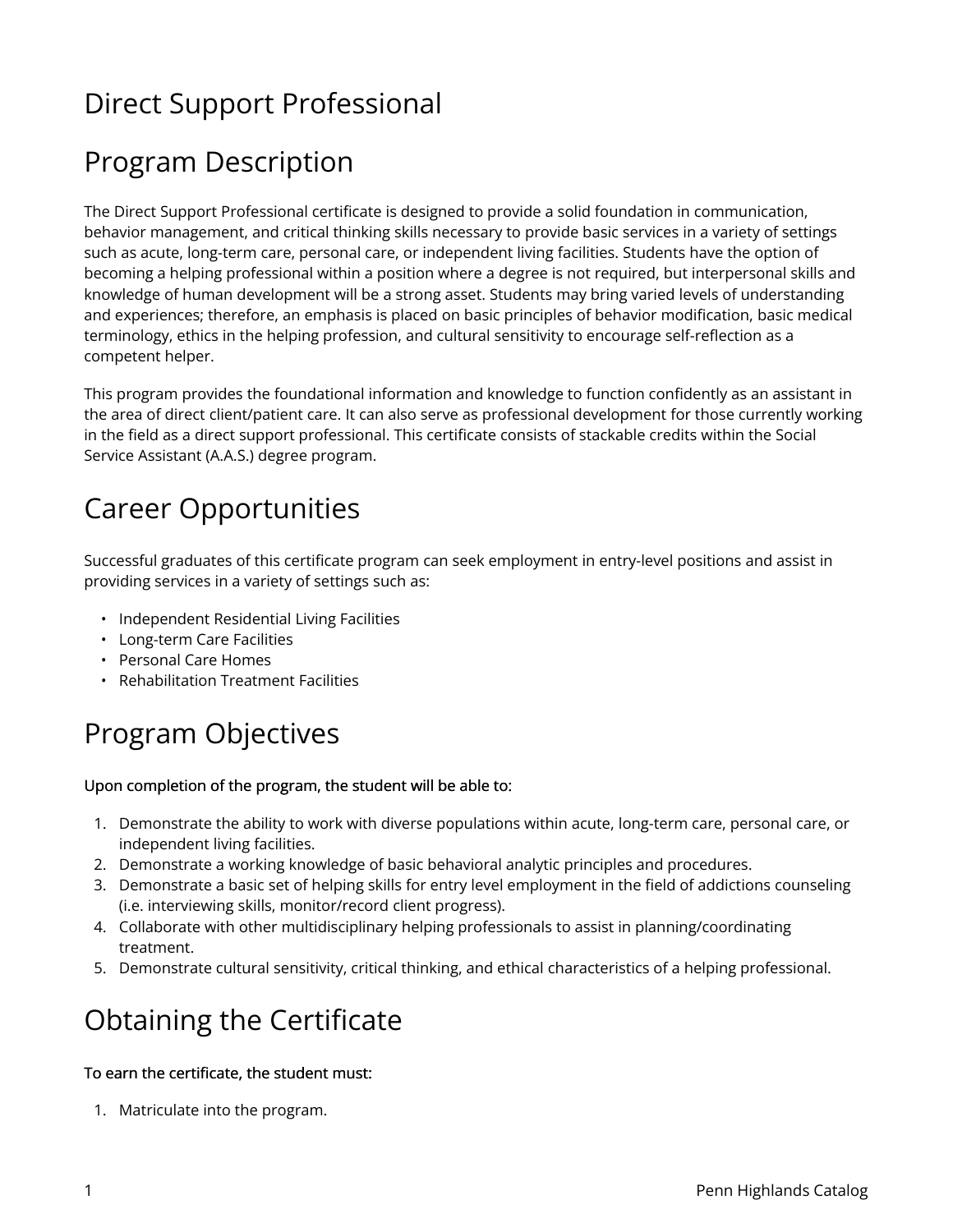# Direct Support Professional

## Program Description

The Direct Support Professional certificate is designed to provide a solid foundation in communication, behavior management, and critical thinking skills necessary to provide basic services in a variety of settings such as acute, long-term care, personal care, or independent living facilities. Students have the option of becoming a helping professional within a position where a degree is not required, but interpersonal skills and knowledge of human development will be a strong asset. Students may bring varied levels of understanding and experiences; therefore, an emphasis is placed on basic principles of behavior modification, basic medical terminology, ethics in the helping profession, and cultural sensitivity to encourage self-reflection as a competent helper.

This program provides the foundational information and knowledge to function confidently as an assistant in the area of direct client/patient care. It can also serve as professional development for those currently working in the field as a direct support professional. This certificate consists of stackable credits within the Social Service Assistant (A.A.S.) degree program.

## Career Opportunities

Successful graduates of this certificate program can seek employment in entry-level positions and assist in providing services in a variety of settings such as:

- Independent Residential Living Facilities
- Long-term Care Facilities
- Personal Care Homes
- Rehabilitation Treatment Facilities

## Program Objectives

**Upon completion of the program, the student will be able to:**

1. Demonstrate the ability to work with diverse populations within acute, long-term care, personal care, or independent living facilities.
2. Demonstrate a working knowledge of basic behavioral analytic principles and procedures.
3. Demonstrate a basic set of helping skills for entry level employment in the field of addictions counseling (i.e. interviewing skills, monitor/record client progress).
4. Collaborate with other multidisciplinary helping professionals to assist in planning/coordinating treatment.
5. Demonstrate cultural sensitivity, critical thinking, and ethical characteristics of a helping professional.

## Obtaining the Certificate

**To earn the certificate, the student must:**

1. Matriculate into the program.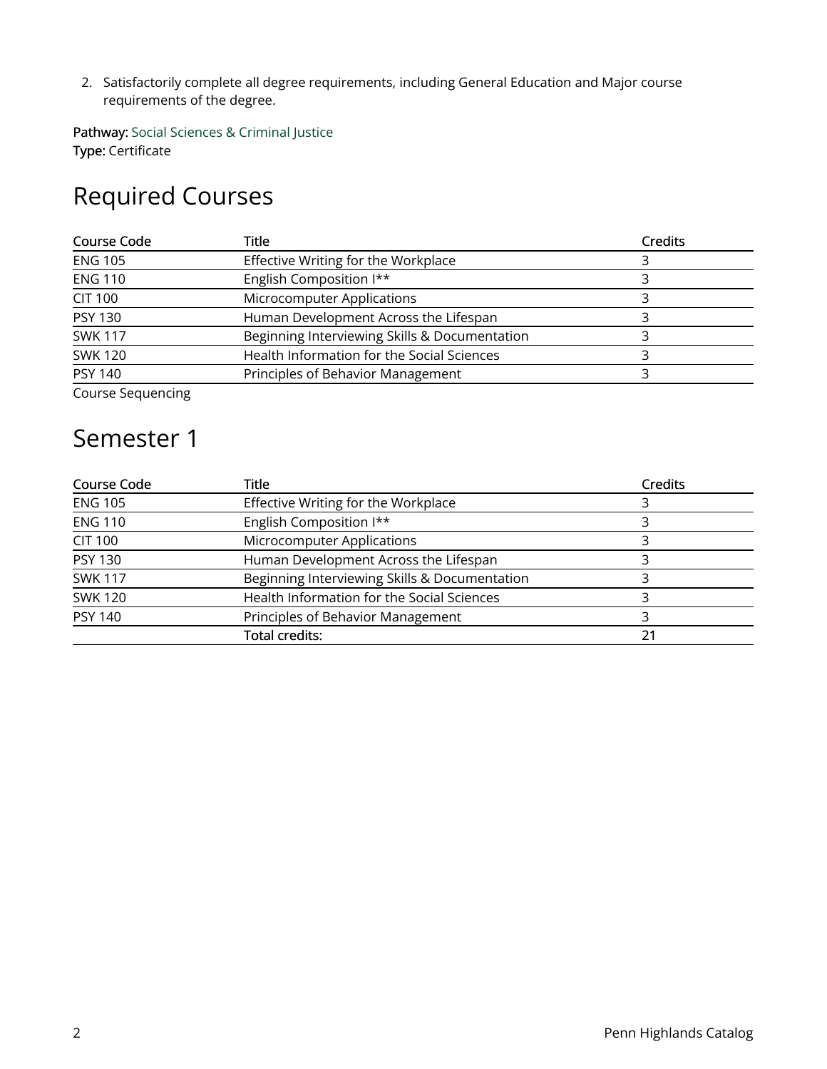2. Satisfactorily complete all degree requirements, including General Education and Major course requirements of the degree.

**Pathway:** Social Sciences & Criminal Justice
**Type:** Certificate

## Required Courses

| Course Code | Title | Credits |
|---|---|---|
| ENG 105 | Effective Writing for the Workplace | 3 |
| ENG 110 | English Composition I** | 3 |
| CIT 100 | Microcomputer Applications | 3 |
| PSY 130 | Human Development Across the Lifespan | 3 |
| SWK 117 | Beginning Interviewing Skills & Documentation | 3 |
| SWK 120 | Health Information for the Social Sciences | 3 |
| PSY 140 | Principles of Behavior Management | 3 |

Course Sequencing

## Semester 1

| Course Code | Title | Credits |
|---|---|---|
| ENG 105 | Effective Writing for the Workplace | 3 |
| ENG 110 | English Composition I** | 3 |
| CIT 100 | Microcomputer Applications | 3 |
| PSY 130 | Human Development Across the Lifespan | 3 |
| SWK 117 | Beginning Interviewing Skills & Documentation | 3 |
| SWK 120 | Health Information for the Social Sciences | 3 |
| PSY 140 | Principles of Behavior Management | 3 |
| | Total credits: | 21 |